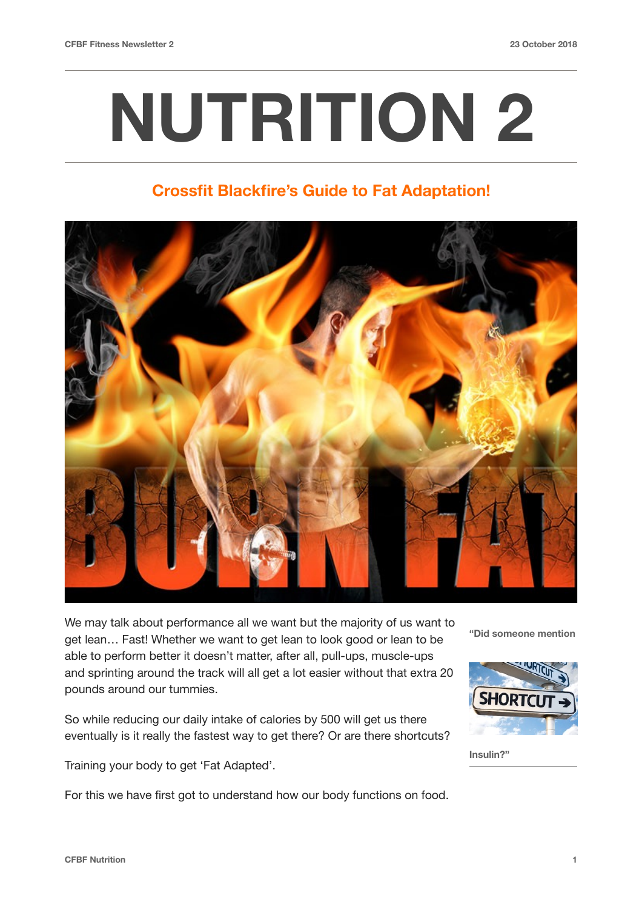# NUTRITION 2

## Crossfit Blackfire's Guide to Fat Adaptation!

We may talk about performance all we want but the majority of us want to get lean… Fast! Whether we want to get lean to look good or lean to be able to perform better it doesn't matter, after all, pull-ups, muscle-ups and sprinting around the track will all get a lot easier without that extra 20 pounds around our tummies.

So while reducing our daily intake of calories by 500 will get us there eventually is it really the fastest way to get there? Or are there shortcuts?

Training your body to get 'Fat Adapted'.

For this we have first got to understand how our body functions on food.

**"Did someone mention Insulin?"**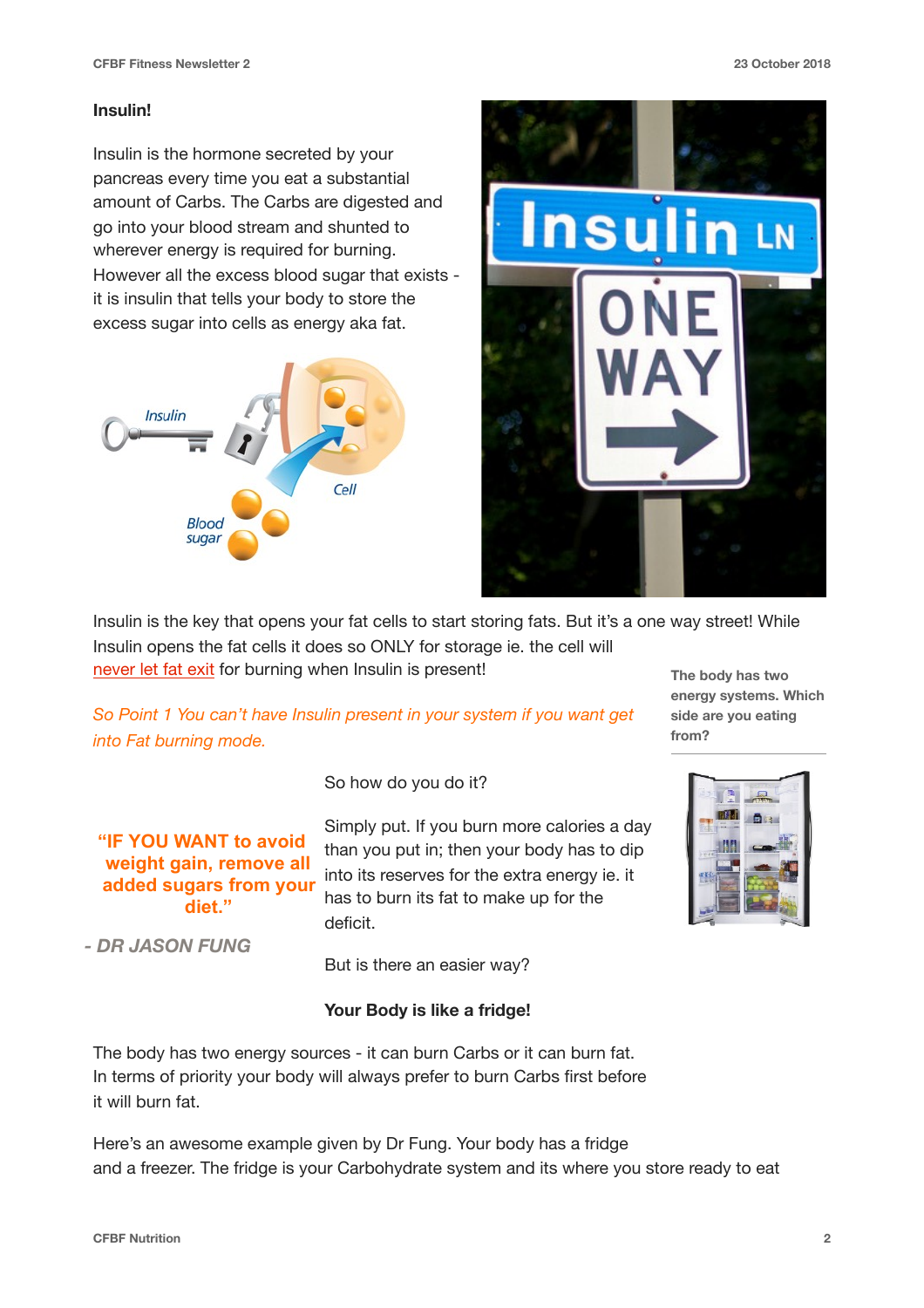## Insulin!

Insulin is the hormone secreted by your pancreas every time you eat a substantial amount of Carbs. The Carbs are digested and go into your blood stream and shunted to wherever energy is required for burning. However all the excess blood sugar that exists - it is insulin that tells your body to store the excess sugar into cells as energy aka fat.

Insulin is the key that opens your fat cells to start storing fats. But it's a one way street! While Insulin opens the fat cells it does so ONLY for storage ie. the cell will never let fat exit for burning when Insulin is present!

*So Point 1 You can't have Insulin present in your system if you want get into Fat burning mode.*

**The body has two energy systems. Which side are you eating from?**

So how do you do it?

**"IF YOU WANT to avoid weight gain, remove all added sugars from your diet."**

***- DR JASON FUNG***

Simply put. If you burn more calories a day than you put in; then your body has to dip into its reserves for the extra energy ie. it has to burn its fat to make up for the deficit.

But is there an easier way?

**Your Body is like a fridge!**

The body has two energy sources - it can burn Carbs or it can burn fat. In terms of priority your body will always prefer to burn Carbs first before it will burn fat.

Here's an awesome example given by Dr Fung. Your body has a fridge and a freezer. The fridge is your Carbohydrate system and its where you store ready to eat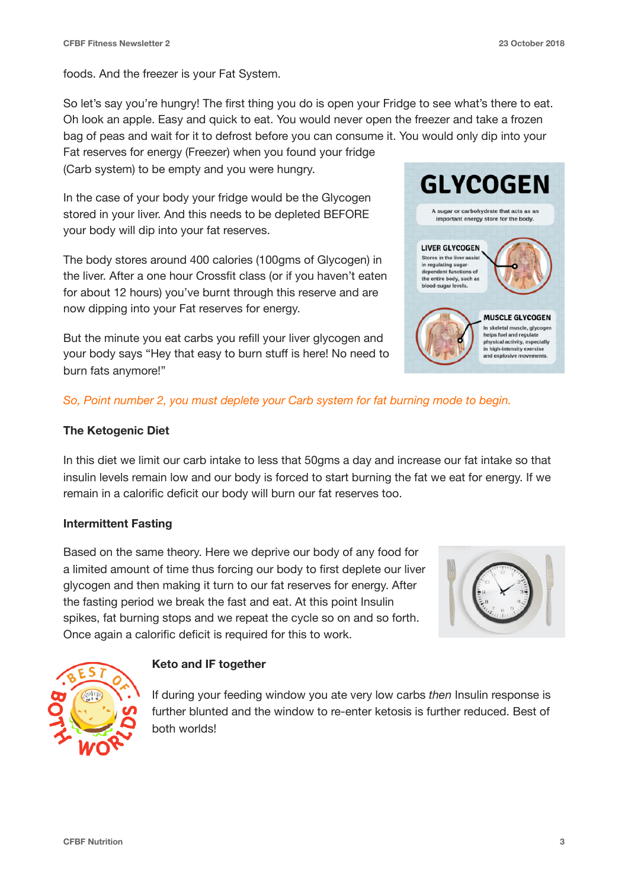foods. And the freezer is your Fat System.

So let's say you're hungry! The first thing you do is open your Fridge to see what's there to eat. Oh look an apple. Easy and quick to eat. You would never open the freezer and take a frozen bag of peas and wait for it to defrost before you can consume it. You would only dip into your Fat reserves for energy (Freezer) when you found your fridge (Carb system) to be empty and you were hungry.

In the case of your body your fridge would be the Glycogen stored in your liver. And this needs to be depleted BEFORE your body will dip into your fat reserves.

The body stores around 400 calories (100gms of Glycogen) in the liver. After a one hour Crossfit class (or if you haven't eaten for about 12 hours) you've burnt through this reserve and are now dipping into your Fat reserves for energy.

But the minute you eat carbs you refill your liver glycogen and your body says "Hey that easy to burn stuff is here! No need to burn fats anymore!"

*So, Point number 2, you must deplete your Carb system for fat burning mode to begin.*

### The Ketogenic Diet

In this diet we limit our carb intake to less that 50gms a day and increase our fat intake so that insulin levels remain low and our body is forced to start burning the fat we eat for energy. If we remain in a calorific deficit our body will burn our fat reserves too.

### Intermittent Fasting

Based on the same theory. Here we deprive our body of any food for a limited amount of time thus forcing our body to first deplete our liver glycogen and then making it turn to our fat reserves for energy. After the fasting period we break the fast and eat. At this point Insulin spikes, fat burning stops and we repeat the cycle so on and so forth. Once again a calorific deficit is required for this to work.

### Keto and IF together

If during your feeding window you ate very low carbs *then* Insulin response is further blunted and the window to re-enter ketosis is further reduced. Best of both worlds!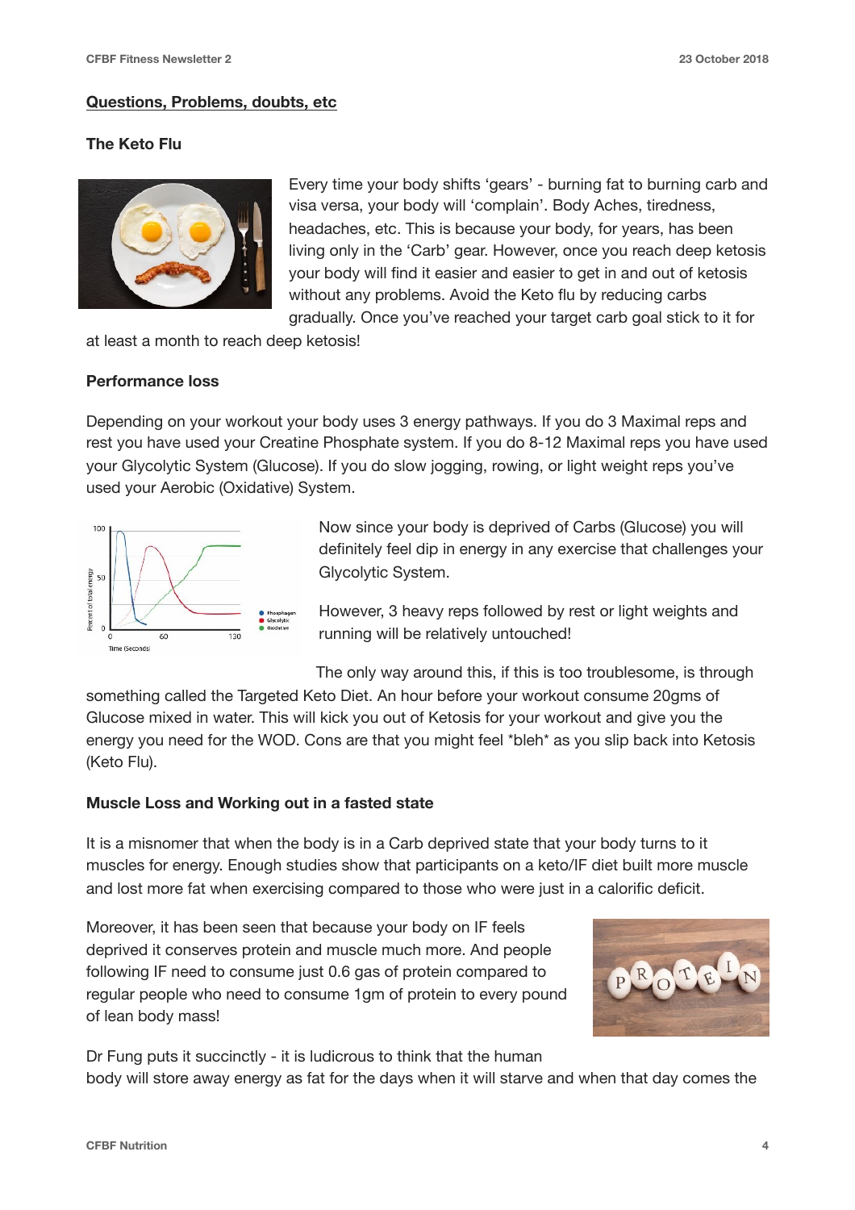## Questions, Problems, doubts, etc

### The Keto Flu

Every time your body shifts 'gears' - burning fat to burning carb and visa versa, your body will 'complain'. Body Aches, tiredness, headaches, etc. This is because your body, for years, has been living only in the 'Carb' gear. However, once you reach deep ketosis your body will find it easier and easier to get in and out of ketosis without any problems. Avoid the Keto flu by reducing carbs gradually. Once you've reached your target carb goal stick to it for at least a month to reach deep ketosis!

### Performance loss

Depending on your workout your body uses 3 energy pathways. If you do 3 Maximal reps and rest you have used your Creatine Phosphate system. If you do 8-12 Maximal reps you have used your Glycolytic System (Glucose). If you do slow jogging, rowing, or light weight reps you've used your Aerobic (Oxidative) System.

Now since your body is deprived of Carbs (Glucose) you will definitely feel dip in energy in any exercise that challenges your Glycolytic System.

However, 3 heavy reps followed by rest or light weights and running will be relatively untouched!

The only way around this, if this is too troublesome, is through something called the Targeted Keto Diet. An hour before your workout consume 20gms of Glucose mixed in water. This will kick you out of Ketosis for your workout and give you the energy you need for the WOD. Cons are that you might feel *bleh* as you slip back into Ketosis (Keto Flu).

### Muscle Loss and Working out in a fasted state

It is a misnomer that when the body is in a Carb deprived state that your body turns to it muscles for energy. Enough studies show that participants on a keto/IF diet built more muscle and lost more fat when exercising compared to those who were just in a calorific deficit.

Moreover, it has been seen that because your body on IF feels deprived it conserves protein and muscle much more. And people following IF need to consume just 0.6 gas of protein compared to regular people who need to consume 1gm of protein to every pound of lean body mass!

Dr Fung puts it succinctly - it is ludicrous to think that the human body will store away energy as fat for the days when it will starve and when that day comes the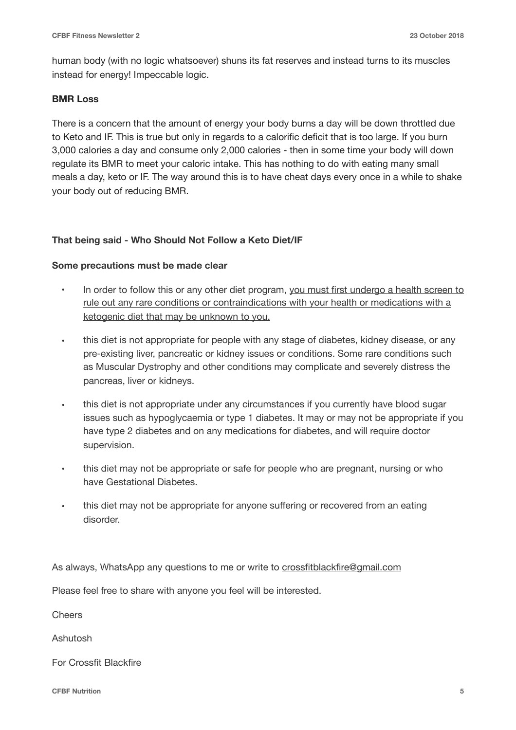human body (with no logic whatsoever) shuns its fat reserves and instead turns to its muscles instead for energy! Impeccable logic.

**BMR Loss**

There is a concern that the amount of energy your body burns a day will be down throttled due to Keto and IF. This is true but only in regards to a calorific deficit that is too large. If you burn 3,000 calories a day and consume only 2,000 calories - then in some time your body will down regulate its BMR to meet your caloric intake. This has nothing to do with eating many small meals a day, keto or IF. The way around this is to have cheat days every once in a while to shake your body out of reducing BMR.

**That being said - Who Should Not Follow a Keto Diet/IF**

**Some precautions must be made clear**

- In order to follow this or any other diet program, <u>you must first undergo a health screen to rule out any rare conditions or contraindications with your health or medications with a ketogenic diet that may be unknown to you.</u>
- this diet is not appropriate for people with any stage of diabetes, kidney disease, or any pre-existing liver, pancreatic or kidney issues or conditions. Some rare conditions such as Muscular Dystrophy and other conditions may complicate and severely distress the pancreas, liver or kidneys.
- this diet is not appropriate under any circumstances if you currently have blood sugar issues such as hypoglycaemia or type 1 diabetes. It may or may not be appropriate if you have type 2 diabetes and on any medications for diabetes, and will require doctor supervision.
- this diet may not be appropriate or safe for people who are pregnant, nursing or who have Gestational Diabetes.
- this diet may not be appropriate for anyone suffering or recovered from an eating disorder.

As always, WhatsApp any questions to me or write to crossfitblackfire@gmail.com

Please feel free to share with anyone you feel will be interested.

Cheers

Ashutosh

For Crossfit Blackfire